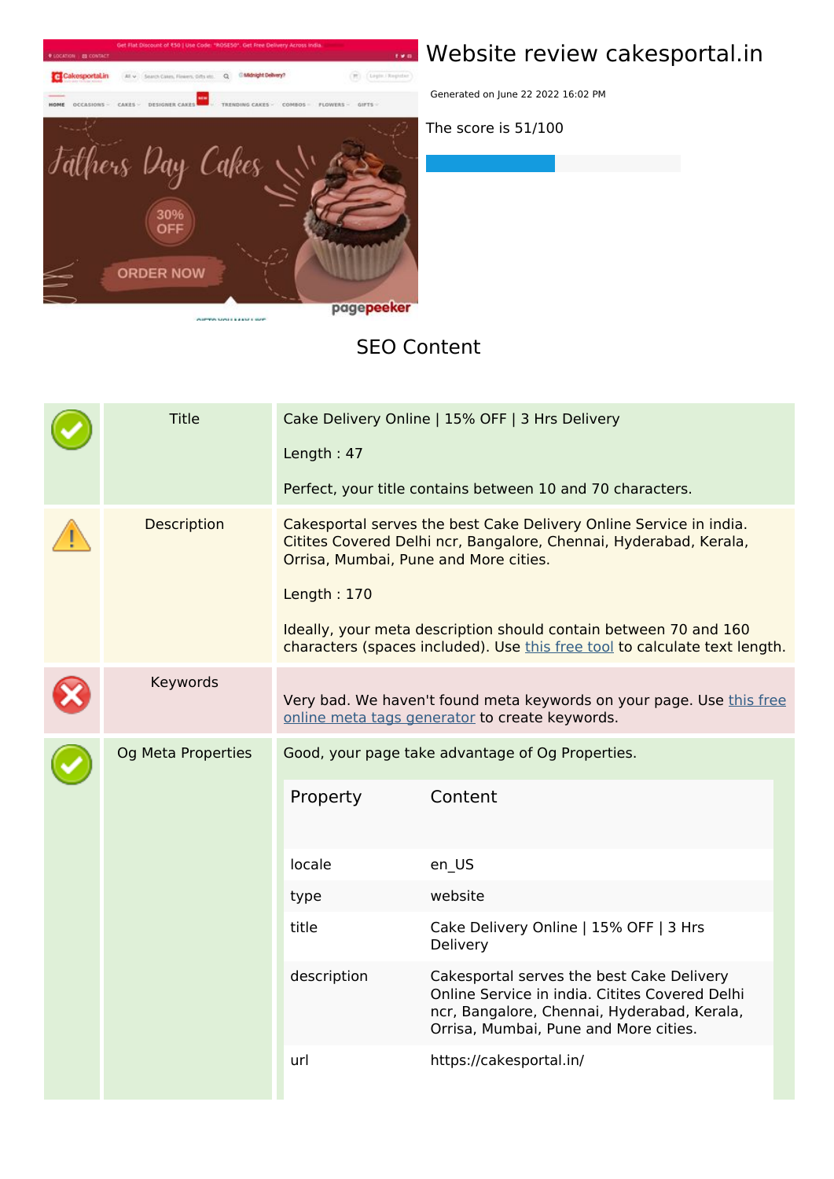# Website review cakesportal.in

Generated on June 22 2022 16:02 PM

The score is 51/100

## SEO Content

| | | |
|---|---|---|
| ✓ | Title | Cake Delivery Online \| 15% OFF \| 3 Hrs Delivery<br><br>Length : 47<br><br>Perfect, your title contains between 10 and 70 characters. |
| ⚠ | Description | Cakesportal serves the best Cake Delivery Online Service in india. Citites Covered Delhi ncr, Bangalore, Chennai, Hyderabad, Kerala, Orrisa, Mumbai, Pune and More cities.<br><br>Length : 170<br><br>Ideally, your meta description should contain between 70 and 160 characters (spaces included). Use this free tool to calculate text length. |
| ✗ | Keywords | Very bad. We haven't found meta keywords on your page. Use this free online meta tags generator to create keywords. |
| ✓ | Og Meta Properties | Good, your page take advantage of Og Properties. |

| Property | Content |
|---|---|
| locale | en_US |
| type | website |
| title | Cake Delivery Online \| 15% OFF \| 3 Hrs Delivery |
| description | Cakesportal serves the best Cake Delivery Online Service in india. Citites Covered Delhi ncr, Bangalore, Chennai, Hyderabad, Kerala, Orrisa, Mumbai, Pune and More cities. |
| url | https://cakesportal.in/ |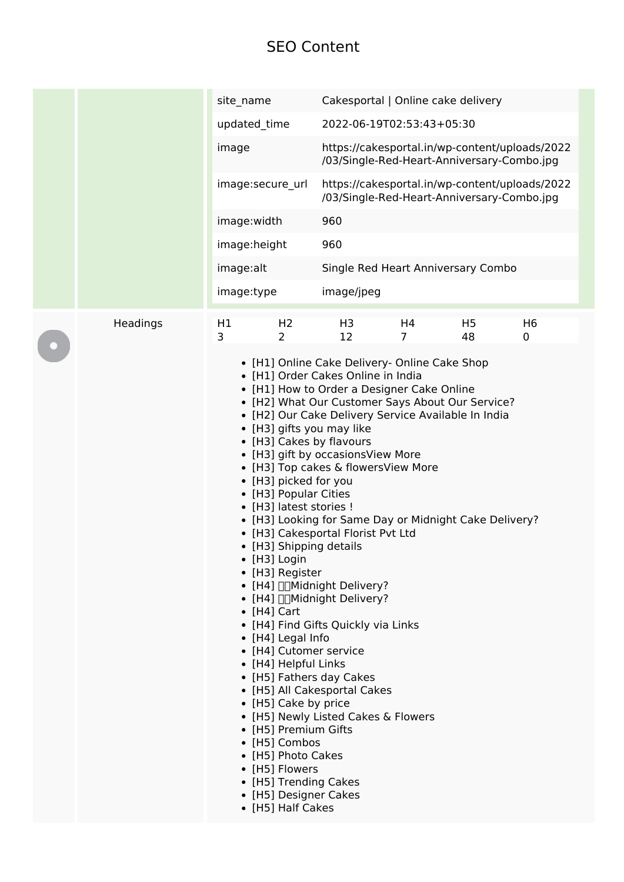# SEO Content

| | |
|---|---|
| site_name | Cakesportal \| Online cake delivery |
| updated_time | 2022-06-19T02:53:43+05:30 |
| image | https://cakesportal.in/wp-content/uploads/2022/03/Single-Red-Heart-Anniversary-Combo.jpg |
| image:secure_url | https://cakesportal.in/wp-content/uploads/2022/03/Single-Red-Heart-Anniversary-Combo.jpg |
| image:width | 960 |
| image:height | 960 |
| image:alt | Single Red Heart Anniversary Combo |
| image:type | image/jpeg |

Headings

| H1 | H2 | H3 | H4 | H5 | H6 |
|---|---|---|---|---|---|
| 3 | 2 | 12 | 7 | 48 | 0 |

- [H1] Online Cake Delivery- Online Cake Shop
- [H1] Order Cakes Online in India
- [H1] How to Order a Designer Cake Online
- [H2] What Our Customer Says About Our Service?
- [H2] Our Cake Delivery Service Available In India
- [H3] gifts you may like
- [H3] Cakes by flavours
- [H3] gift by occasionsView More
- [H3] Top cakes & flowersView More
- [H3] picked for you
- [H3] Popular Cities
- [H3] latest stories !
- [H3] Looking for Same Day or Midnight Cake Delivery?
- [H3] Cakesportal Florist Pvt Ltd
- [H3] Shipping details
- [H3] Login
- [H3] Register
- [H4] Midnight Delivery?
- [H4] Midnight Delivery?
- [H4] Cart
- [H4] Find Gifts Quickly via Links
- [H4] Legal Info
- [H4] Cutomer service
- [H4] Helpful Links
- [H5] Fathers day Cakes
- [H5] All Cakesportal Cakes
- [H5] Cake by price
- [H5] Newly Listed Cakes & Flowers
- [H5] Premium Gifts
- [H5] Combos
- [H5] Photo Cakes
- [H5] Flowers
- [H5] Trending Cakes
- [H5] Designer Cakes
- [H5] Half Cakes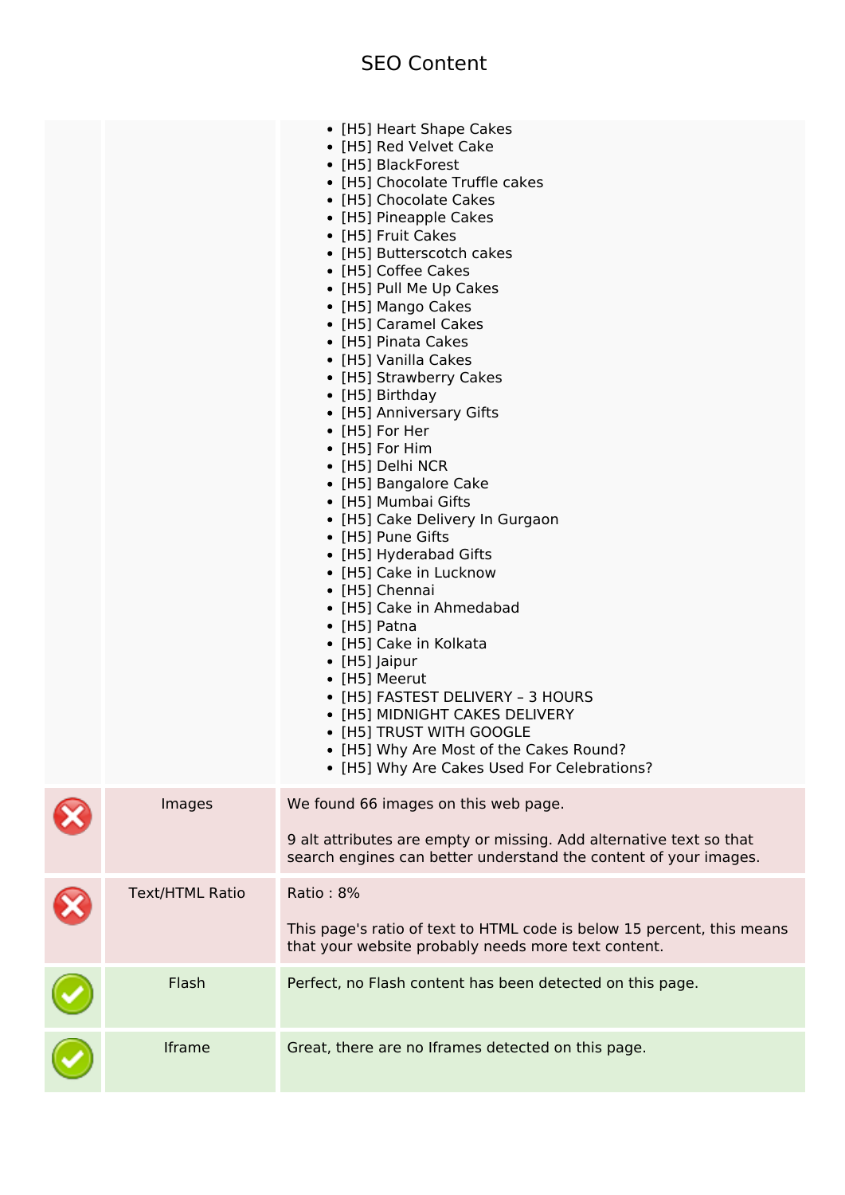# SEO Content

| | | |
|---|---|---|
| | | - [H5] Heart Shape Cakes<br>- [H5] Red Velvet Cake<br>- [H5] BlackForest<br>- [H5] Chocolate Truffle cakes<br>- [H5] Chocolate Cakes<br>- [H5] Pineapple Cakes<br>- [H5] Fruit Cakes<br>- [H5] Butterscotch cakes<br>- [H5] Coffee Cakes<br>- [H5] Pull Me Up Cakes<br>- [H5] Mango Cakes<br>- [H5] Caramel Cakes<br>- [H5] Pinata Cakes<br>- [H5] Vanilla Cakes<br>- [H5] Strawberry Cakes<br>- [H5] Birthday<br>- [H5] Anniversary Gifts<br>- [H5] For Her<br>- [H5] For Him<br>- [H5] Delhi NCR<br>- [H5] Bangalore Cake<br>- [H5] Mumbai Gifts<br>- [H5] Cake Delivery In Gurgaon<br>- [H5] Pune Gifts<br>- [H5] Hyderabad Gifts<br>- [H5] Cake in Lucknow<br>- [H5] Chennai<br>- [H5] Cake in Ahmedabad<br>- [H5] Patna<br>- [H5] Cake in Kolkata<br>- [H5] Jaipur<br>- [H5] Meerut<br>- [H5] FASTEST DELIVERY – 3 HOURS<br>- [H5] MIDNIGHT CAKES DELIVERY<br>- [H5] TRUST WITH GOOGLE<br>- [H5] Why Are Most of the Cakes Round?<br>- [H5] Why Are Cakes Used For Celebrations? |
| ✗ | Images | We found 66 images on this web page.<br><br>9 alt attributes are empty or missing. Add alternative text so that search engines can better understand the content of your images. |
| ✗ | Text/HTML Ratio | Ratio : 8%<br><br>This page's ratio of text to HTML code is below 15 percent, this means that your website probably needs more text content. |
| ✓ | Flash | Perfect, no Flash content has been detected on this page. |
| ✓ | Iframe | Great, there are no Iframes detected on this page. |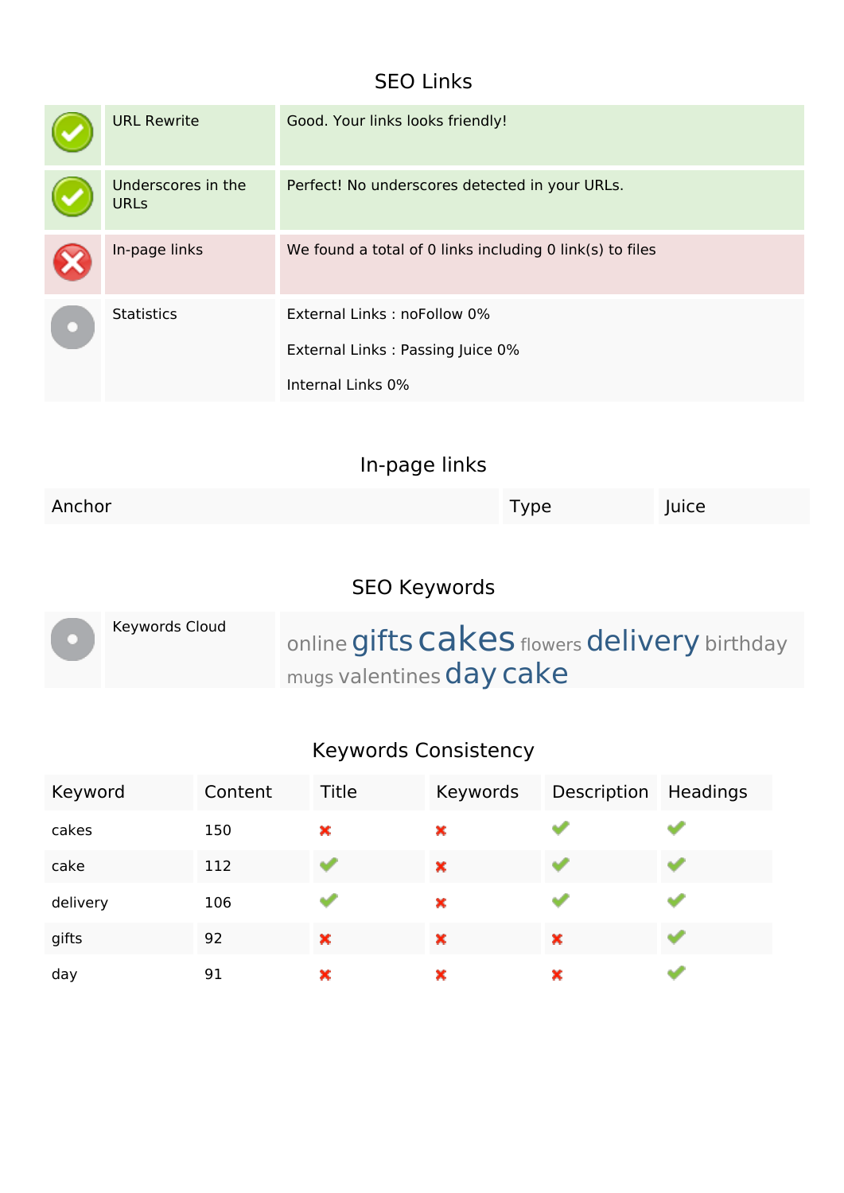## SEO Links

| | | |
|---|---|---|
| ✔ | URL Rewrite | Good. Your links looks friendly! |
| ✘ | Underscores in the URLs | Perfect! No underscores detected in your URLs. |
| ✘ | In-page links | We found a total of 0 links including 0 link(s) to files |
| | Statistics | External Links : noFollow 0%<br><br>External Links : Passing Juice 0%<br><br>Internal Links 0% |

## In-page links

| Anchor | Type | Juice |
|---|---|---|

## SEO Keywords

| | | |
|---|---|---|
| | Keywords Cloud | online gifts cakes flowers delivery birthday mugs valentines day cake |

## Keywords Consistency

| Keyword | Content | Title | Keywords | Description | Headings |
|---|---|---|---|---|---|
| cakes | 150 | ✘ | ✘ | ✔ | ✔ |
| cake | 112 | ✔ | ✘ | ✔ | ✔ |
| delivery | 106 | ✔ | ✘ | ✔ | ✔ |
| gifts | 92 | ✘ | ✘ | ✘ | ✔ |
| day | 91 | ✘ | ✘ | ✘ | ✔ |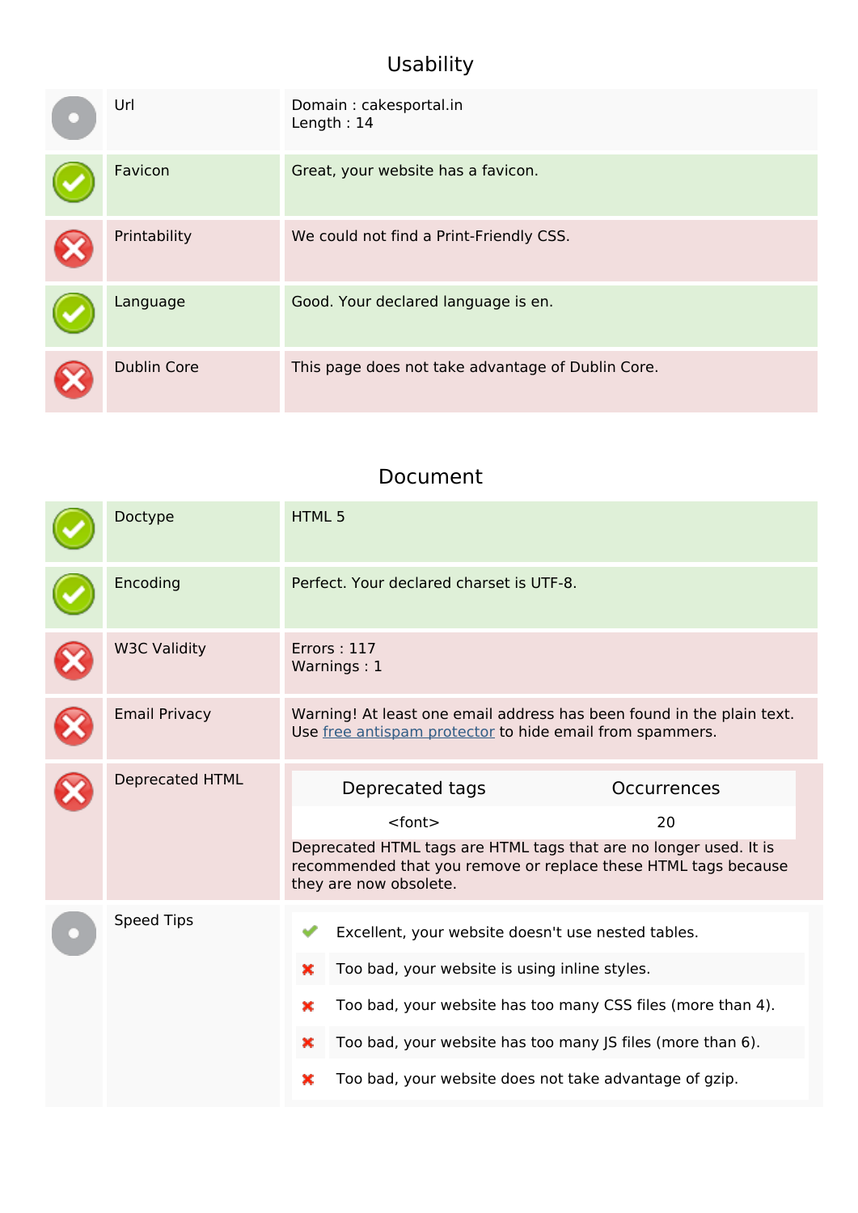## Usability

| Status | Item | Details |
| --- | --- | --- |
| Info | Url | Domain : cakesportal.in<br>Length : 14 |
| Pass | Favicon | Great, your website has a favicon. |
| Fail | Printability | We could not find a Print-Friendly CSS. |
| Pass | Language | Good. Your declared language is en. |
| Fail | Dublin Core | This page does not take advantage of Dublin Core. |

## Document

| Status | Item | Details |
| --- | --- | --- |
| Pass | Doctype | HTML 5 |
| Pass | Encoding | Perfect. Your declared charset is UTF-8. |
| Fail | W3C Validity | Errors : 117<br>Warnings : 1 |
| Fail | Email Privacy | Warning! At least one email address has been found in the plain text. Use free antispam protector to hide email from spammers. |
| Fail | Deprecated HTML | See table below |
| Info | Speed Tips | See list below |

**Deprecated HTML**

| Deprecated tags | Occurrences |
| --- | --- |
| <font> | 20 |

Deprecated HTML tags are HTML tags that are no longer used. It is recommended that you remove or replace these HTML tags because they are now obsolete.

**Speed Tips**

- ✔ Excellent, your website doesn't use nested tables.
- ✖ Too bad, your website is using inline styles.
- ✖ Too bad, your website has too many CSS files (more than 4).
- ✖ Too bad, your website has too many JS files (more than 6).
- ✖ Too bad, your website does not take advantage of gzip.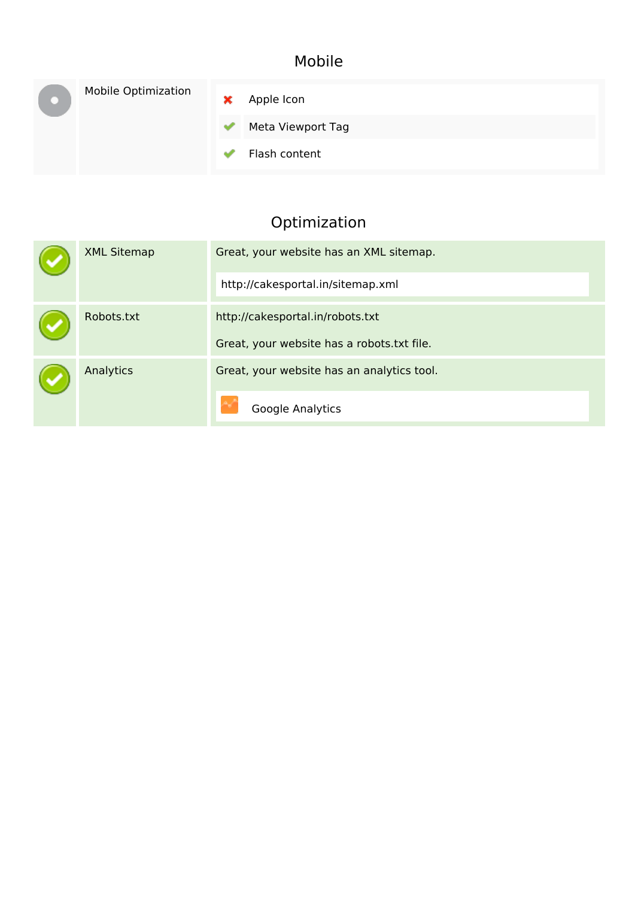## Mobile

| | | |
|---|---|---|
| | Mobile Optimization | ✖ Apple Icon<br>✔ Meta Viewport Tag<br>✔ Flash content |

## Optimization

| | | |
|---|---|---|
| | XML Sitemap | Great, your website has an XML sitemap.<br><br>http://cakesportal.in/sitemap.xml |
| | Robots.txt | http://cakesportal.in/robots.txt<br><br>Great, your website has a robots.txt file. |
| | Analytics | Great, your website has an analytics tool.<br><br>Google Analytics |